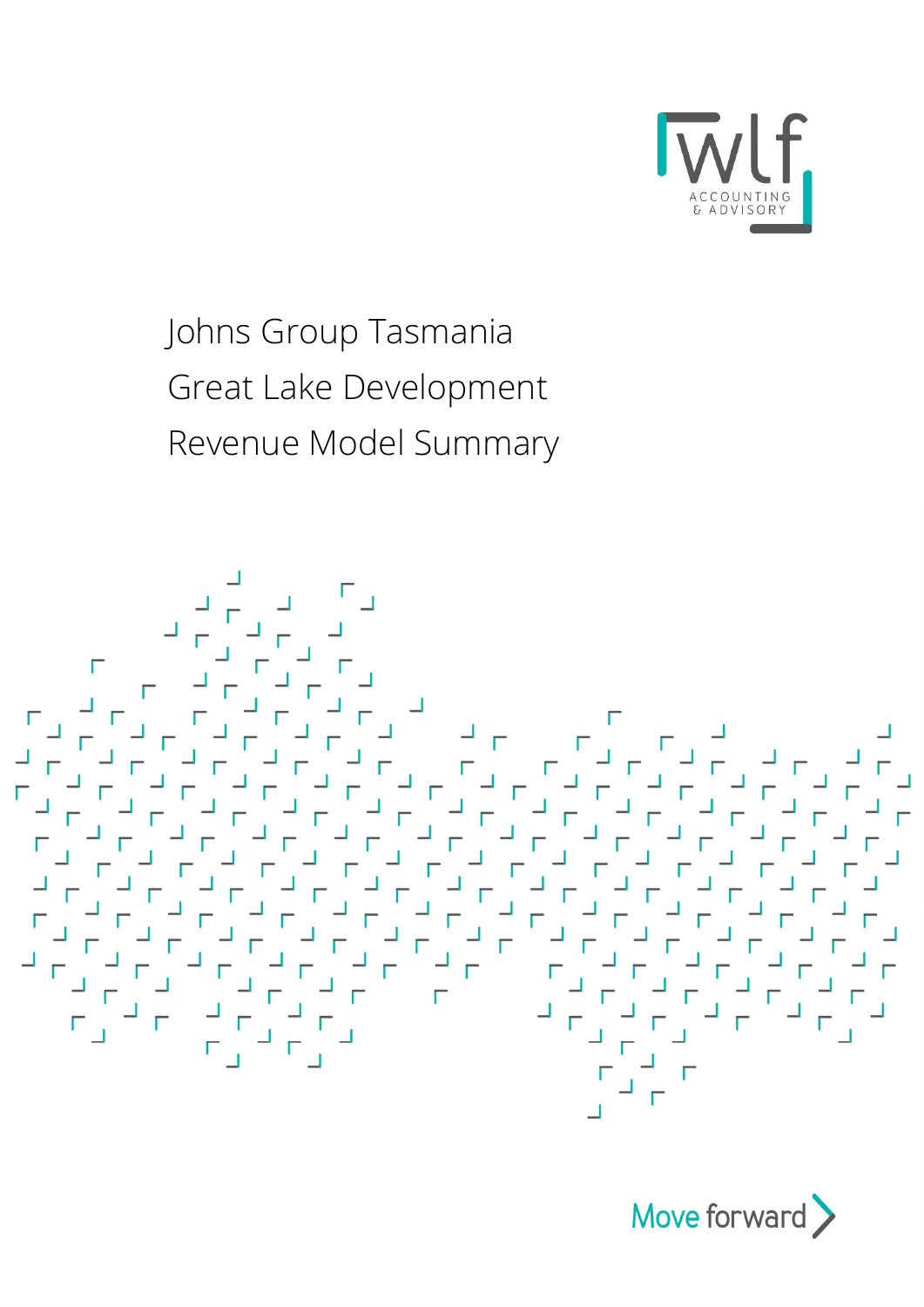wlf ACCOUNTING & ADVISORY

# Johns Group Tasmania
# Great Lake Development
# Revenue Model Summary

Move forward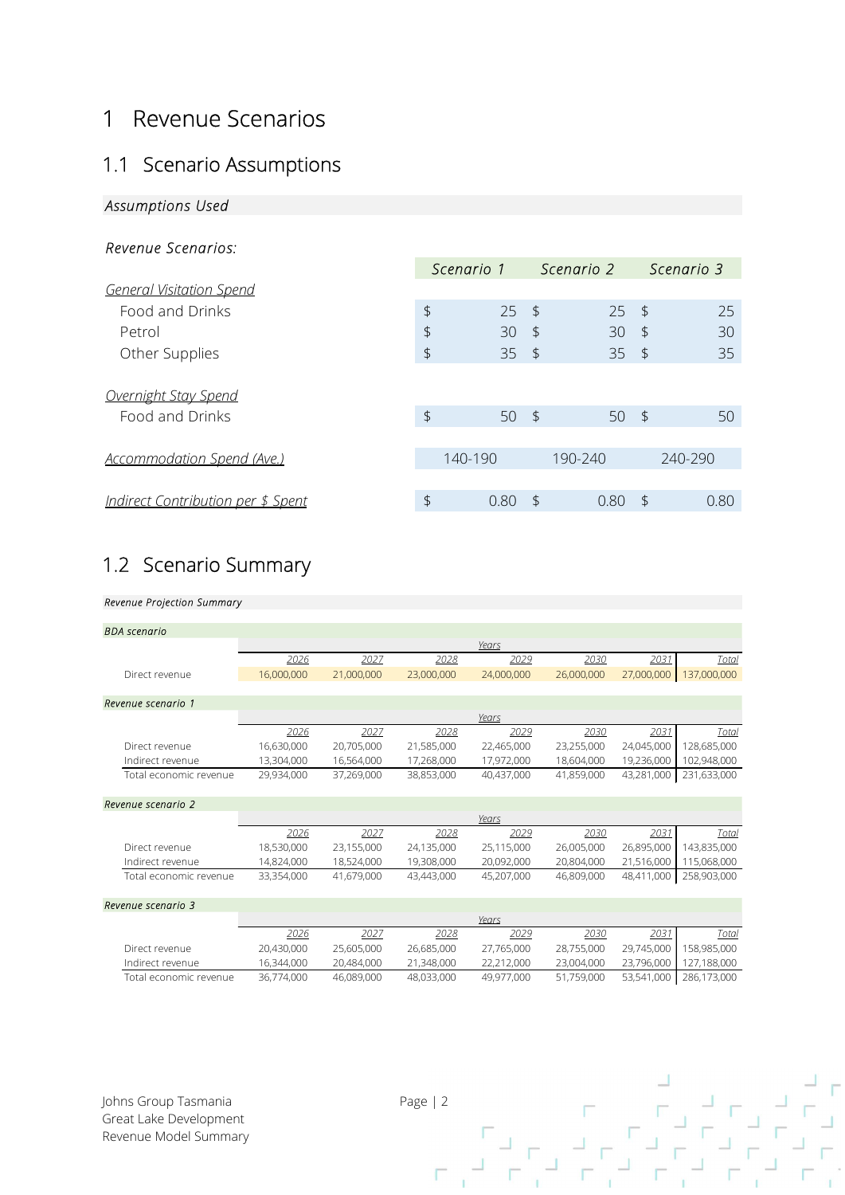# 1 Revenue Scenarios

## 1.1 Scenario Assumptions

*Assumptions Used*

*Revenue Scenarios:*

| | *Scenario 1* | *Scenario 2* | *Scenario 3* |
|---|---|---|---|
| ***General Visitation Spend*** | | | |
| Food and Drinks | $ 25 | $ 25 | $ 25 |
| Petrol | $ 30 | $ 30 | $ 30 |
| Other Supplies | $ 35 | $ 35 | $ 35 |
| ***Overnight Stay Spend*** | | | |
| Food and Drinks | $ 50 | $ 50 | $ 50 |
| ***Accommodation Spend (Ave.)*** | 140-190 | 190-240 | 240-290 |
| ***Indirect Contribution per $ Spent*** | $ 0.80 | $ 0.80 | $ 0.80 |

## 1.2 Scenario Summary

*Revenue Projection Summary*

*BDA scenario*

| | 2026 | 2027 | 2028 | 2029 | 2030 | 2031 | Total |
|---|---|---|---|---|---|---|---|
| Direct revenue | 16,000,000 | 21,000,000 | 23,000,000 | 24,000,000 | 26,000,000 | 27,000,000 | 137,000,000 |

*Revenue scenario 1*

| | 2026 | 2027 | 2028 | 2029 | 2030 | 2031 | Total |
|---|---|---|---|---|---|---|---|
| Direct revenue | 16,630,000 | 20,705,000 | 21,585,000 | 22,465,000 | 23,255,000 | 24,045,000 | 128,685,000 |
| Indirect revenue | 13,304,000 | 16,564,000 | 17,268,000 | 17,972,000 | 18,604,000 | 19,236,000 | 102,948,000 |
| Total economic revenue | 29,934,000 | 37,269,000 | 38,853,000 | 40,437,000 | 41,859,000 | 43,281,000 | 231,633,000 |

*Revenue scenario 2*

| | 2026 | 2027 | 2028 | 2029 | 2030 | 2031 | Total |
|---|---|---|---|---|---|---|---|
| Direct revenue | 18,530,000 | 23,155,000 | 24,135,000 | 25,115,000 | 26,005,000 | 26,895,000 | 143,835,000 |
| Indirect revenue | 14,824,000 | 18,524,000 | 19,308,000 | 20,092,000 | 20,804,000 | 21,516,000 | 115,068,000 |
| Total economic revenue | 33,354,000 | 41,679,000 | 43,443,000 | 45,207,000 | 46,809,000 | 48,411,000 | 258,903,000 |

*Revenue scenario 3*

| | 2026 | 2027 | 2028 | 2029 | 2030 | 2031 | Total |
|---|---|---|---|---|---|---|---|
| Direct revenue | 20,430,000 | 25,605,000 | 26,685,000 | 27,765,000 | 28,755,000 | 29,745,000 | 158,985,000 |
| Indirect revenue | 16,344,000 | 20,484,000 | 21,348,000 | 22,212,000 | 23,004,000 | 23,796,000 | 127,188,000 |
| Total economic revenue | 36,774,000 | 46,089,000 | 48,033,000 | 49,977,000 | 51,759,000 | 53,541,000 | 286,173,000 |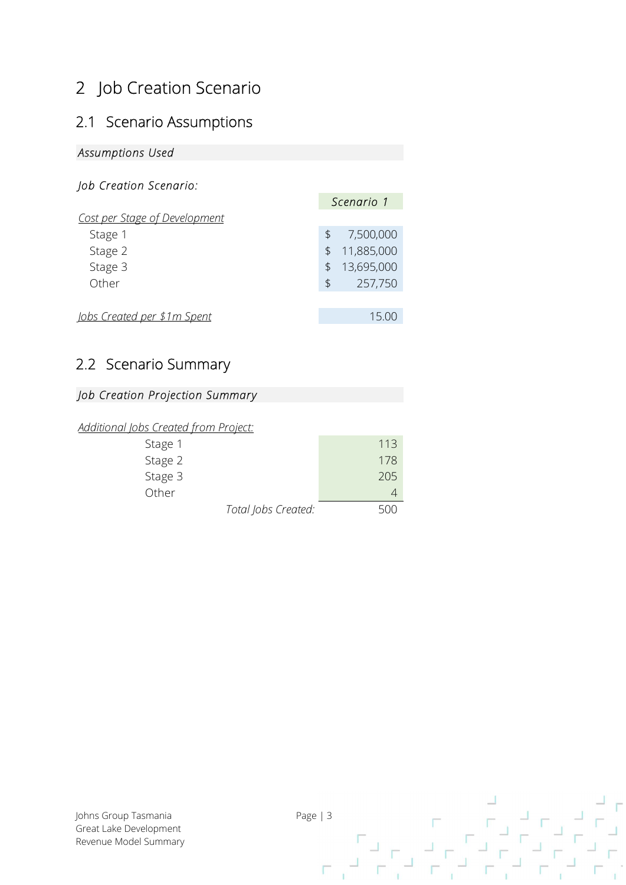# 2 Job Creation Scenario

## 2.1 Scenario Assumptions

*Assumptions Used*

*Job Creation Scenario:*

| | *Scenario 1* |
|---|---|
| *Cost per Stage of Development* | |
| Stage 1 | $ 7,500,000 |
| Stage 2 | $ 11,885,000 |
| Stage 3 | $ 13,695,000 |
| Other | $ 257,750 |
| | |
| *Jobs Created per $1m Spent* | 15.00 |

## 2.2 Scenario Summary

*Job Creation Projection Summary*

| *Additional Jobs Created from Project:* | |
|---|---|
| Stage 1 | 113 |
| Stage 2 | 178 |
| Stage 3 | 205 |
| Other | 4 |
| *Total Jobs Created:* | 500 |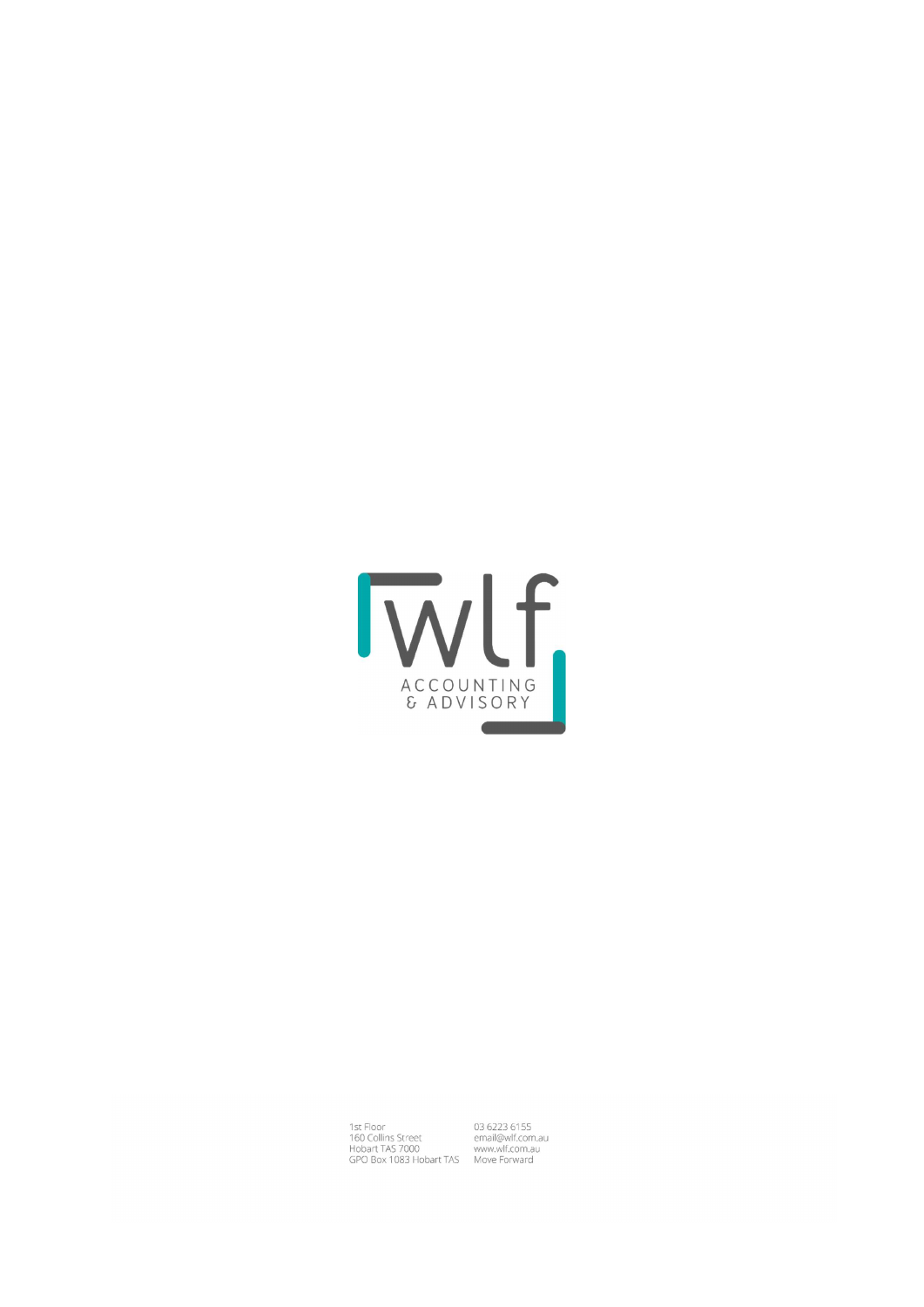wlf

ACCOUNTING
& ADVISORY

1st Floor
160 Collins Street
Hobart TAS 7000
GPO Box 1083 Hobart TAS

03 6223 6155
email@wlf.com.au
www.wlf.com.au
Move Forward